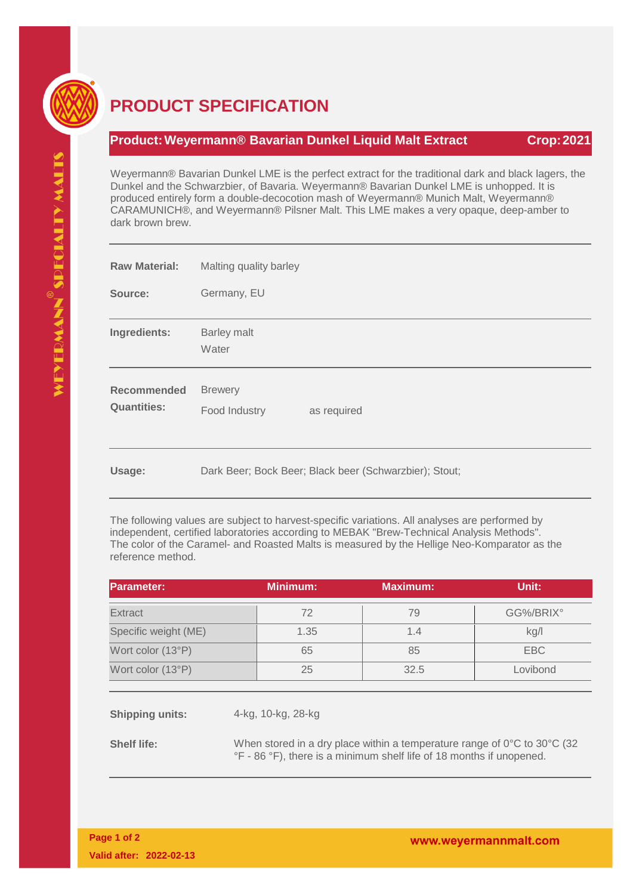# PRODUCT SPECIFICATION

**Product: Weyermann® Bavarian Dunkel Liquid Malt Extract** **Crop: 2021**

Weyermann® Bavarian Dunkel LME is the perfect extract for the traditional dark and black lagers, the Dunkel and the Schwarzbier, of Bavaria. Weyermann® Bavarian Dunkel LME is unhopped. It is produced entirely form a double-decocotion mash of Weyermann® Munich Malt, Weyermann® CARAMUNICH®, and Weyermann® Pilsner Malt. This LME makes a very opaque, deep-amber to dark brown brew.

**Raw Material:** Malting quality barley

**Source:** Germany, EU

**Ingredients:** Barley malt
Water

**Recommended Quantities:** Brewery
Food Industry as required

**Usage:** Dark Beer; Bock Beer; Black beer (Schwarzbier); Stout;

The following values are subject to harvest-specific variations. All analyses are performed by independent, certified laboratories according to MEBAK "Brew-Technical Analysis Methods". The color of the Caramel- and Roasted Malts is measured by the Hellige Neo-Komparator as the reference method.

| Parameter: | Minimum: | Maximum: | Unit: |
|---|---|---|---|
| Extract | 72 | 79 | GG%/BRIX° |
| Specific weight (ME) | 1.35 | 1.4 | kg/l |
| Wort color (13°P) | 65 | 85 | EBC |
| Wort color (13°P) | 25 | 32.5 | Lovibond |

**Shipping units:** 4-kg, 10-kg, 28-kg

**Shelf life:** When stored in a dry place within a temperature range of 0°C to 30°C (32 °F - 86 °F), there is a minimum shelf life of 18 months if unopened.

**Valid after: 2022-02-13**

www.weyermannmalt.com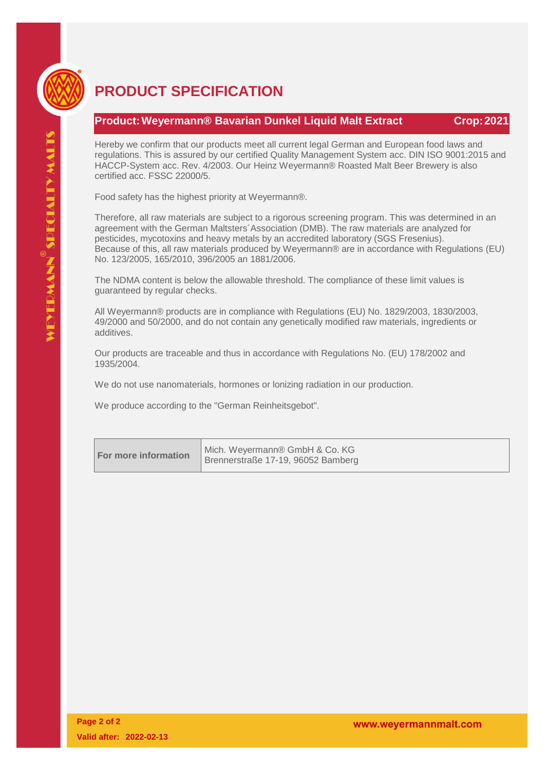# PRODUCT SPECIFICATION

**Product: Weyermann® Bavarian Dunkel Liquid Malt Extract** **Crop: 2021**

Hereby we confirm that our products meet all current legal German and European food laws and regulations. This is assured by our certified Quality Management System acc. DIN ISO 9001:2015 and HACCP-System acc. Rev. 4/2003. Our Heinz Weyermann® Roasted Malt Beer Brewery is also certified acc. FSSC 22000/5.

Food safety has the highest priority at Weyermann®.

Therefore, all raw materials are subject to a rigorous screening program. This was determined in an agreement with the German Maltsters´Association (DMB). The raw materials are analyzed for pesticides, mycotoxins and heavy metals by an accredited laboratory (SGS Fresenius). Because of this, all raw materials produced by Weyermann® are in accordance with Regulations (EU) No. 123/2005, 165/2010, 396/2005 an 1881/2006.

The NDMA content is below the allowable threshold. The compliance of these limit values is guaranteed by regular checks.

All Weyermann® products are in compliance with Regulations (EU) No. 1829/2003, 1830/2003, 49/2000 and 50/2000, and do not contain any genetically modified raw materials, ingredients or additives.

Our products are traceable and thus in accordance with Regulations No. (EU) 178/2002 and 1935/2004.

We do not use nanomaterials, hormones or Ionizing radiation in our production.

We produce according to the "German Reinheitsgebot".

| | |
|---|---|
| **For more information** | Mich. Weyermann® GmbH & Co. KG<br>Brennerstraße 17-19, 96052 Bamberg |

**Valid after: 2022-02-13**

**www.weyermannmalt.com**